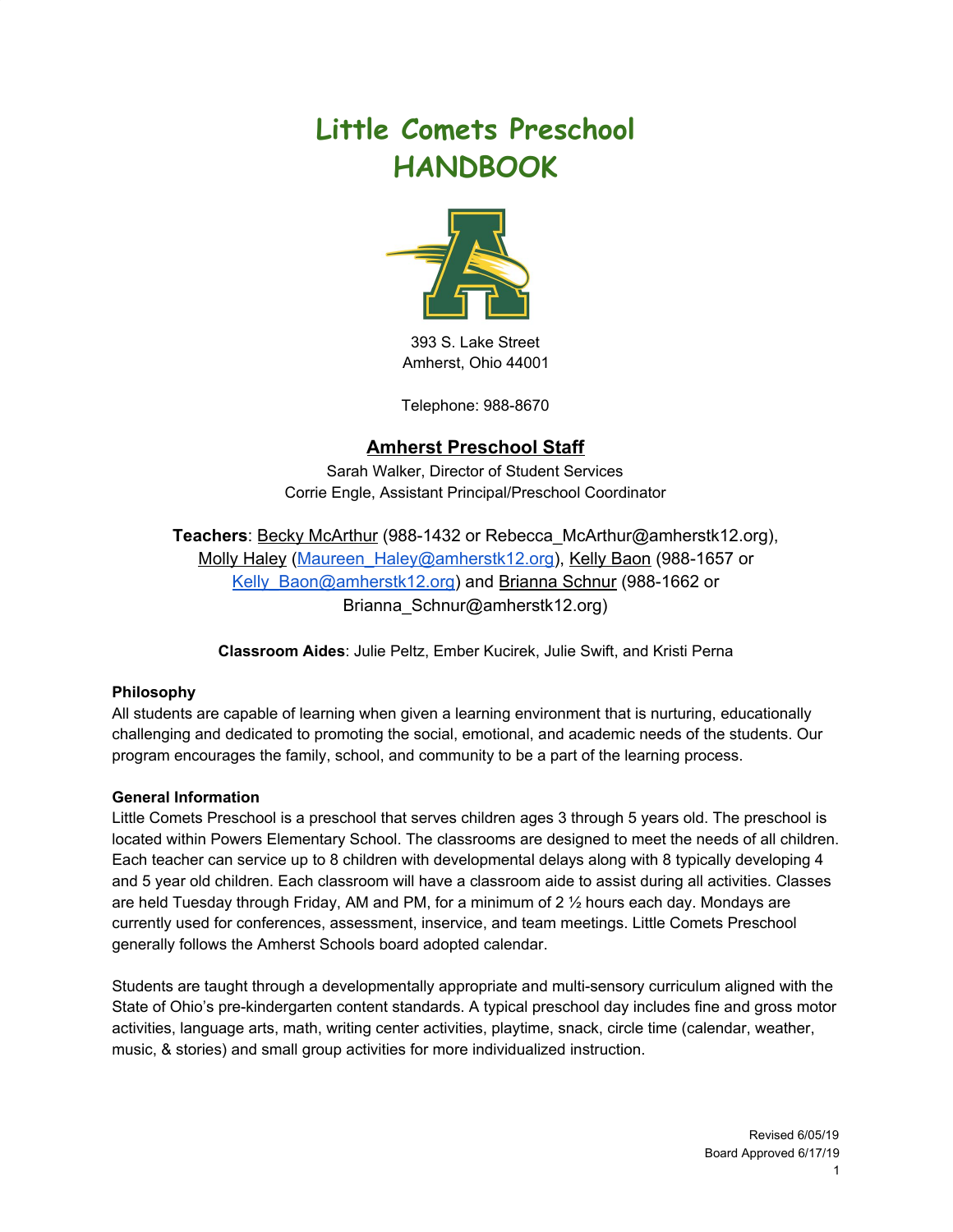# Little Comets Preschool HANDBOOK

393 S. Lake Street
Amherst, Ohio 44001

Telephone: 988-8670

## Amherst Preschool Staff

Sarah Walker, Director of Student Services
Corrie Engle, Assistant Principal/Preschool Coordinator

**Teachers**: Becky McArthur (988-1432 or Rebecca_McArthur@amherstk12.org), Molly Haley (Maureen_Haley@amherstk12.org), Kelly Baon (988-1657 or Kelly_Baon@amherstk12.org) and Brianna Schnur (988-1662 or Brianna_Schnur@amherstk12.org)

**Classroom Aides**: Julie Peltz, Ember Kucirek, Julie Swift, and Kristi Perna

### Philosophy

All students are capable of learning when given a learning environment that is nurturing, educationally challenging and dedicated to promoting the social, emotional, and academic needs of the students. Our program encourages the family, school, and community to be a part of the learning process.

### General Information

Little Comets Preschool is a preschool that serves children ages 3 through 5 years old. The preschool is located within Powers Elementary School. The classrooms are designed to meet the needs of all children. Each teacher can service up to 8 children with developmental delays along with 8 typically developing 4 and 5 year old children. Each classroom will have a classroom aide to assist during all activities. Classes are held Tuesday through Friday, AM and PM, for a minimum of 2 ½ hours each day. Mondays are currently used for conferences, assessment, inservice, and team meetings. Little Comets Preschool generally follows the Amherst Schools board adopted calendar.

Students are taught through a developmentally appropriate and multi-sensory curriculum aligned with the State of Ohio's pre-kindergarten content standards. A typical preschool day includes fine and gross motor activities, language arts, math, writing center activities, playtime, snack, circle time (calendar, weather, music, & stories) and small group activities for more individualized instruction.

Revised 6/05/19
Board Approved 6/17/19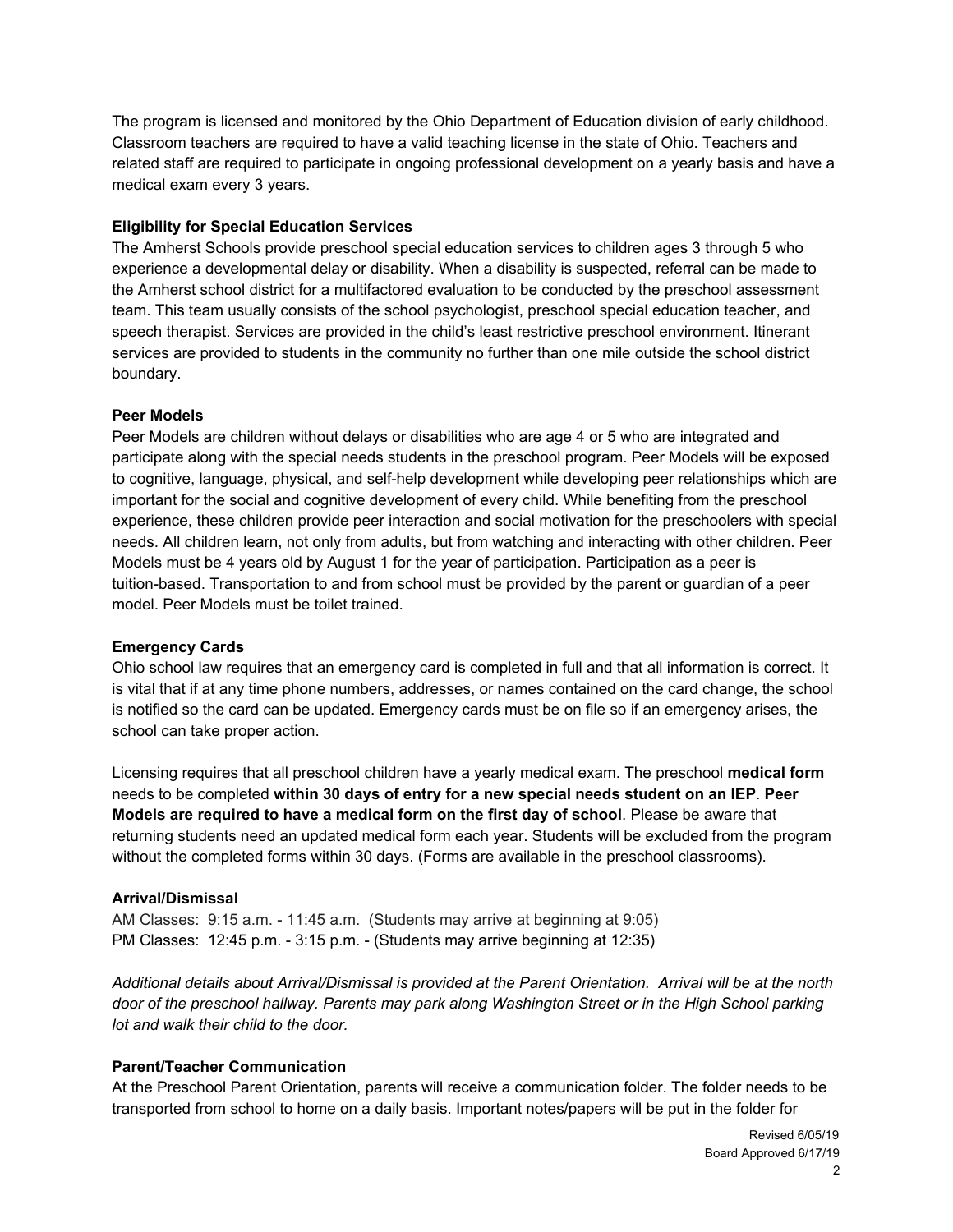The program is licensed and monitored by the Ohio Department of Education division of early childhood. Classroom teachers are required to have a valid teaching license in the state of Ohio. Teachers and related staff are required to participate in ongoing professional development on a yearly basis and have a medical exam every 3 years.

**Eligibility for Special Education Services**

The Amherst Schools provide preschool special education services to children ages 3 through 5 who experience a developmental delay or disability. When a disability is suspected, referral can be made to the Amherst school district for a multifactored evaluation to be conducted by the preschool assessment team. This team usually consists of the school psychologist, preschool special education teacher, and speech therapist. Services are provided in the child's least restrictive preschool environment. Itinerant services are provided to students in the community no further than one mile outside the school district boundary.

**Peer Models**

Peer Models are children without delays or disabilities who are age 4 or 5 who are integrated and participate along with the special needs students in the preschool program. Peer Models will be exposed to cognitive, language, physical, and self-help development while developing peer relationships which are important for the social and cognitive development of every child. While benefiting from the preschool experience, these children provide peer interaction and social motivation for the preschoolers with special needs. All children learn, not only from adults, but from watching and interacting with other children. Peer Models must be 4 years old by August 1 for the year of participation. Participation as a peer is tuition-based. Transportation to and from school must be provided by the parent or guardian of a peer model. Peer Models must be toilet trained.

**Emergency Cards**

Ohio school law requires that an emergency card is completed in full and that all information is correct. It is vital that if at any time phone numbers, addresses, or names contained on the card change, the school is notified so the card can be updated. Emergency cards must be on file so if an emergency arises, the school can take proper action.

Licensing requires that all preschool children have a yearly medical exam. The preschool **medical form** needs to be completed **within 30 days of entry for a new special needs student on an IEP**. **Peer Models are required to have a medical form on the first day of school**. Please be aware that returning students need an updated medical form each year. Students will be excluded from the program without the completed forms within 30 days. (Forms are available in the preschool classrooms).

**Arrival/Dismissal**

AM Classes: 9:15 a.m. - 11:45 a.m. (Students may arrive at beginning at 9:05)
PM Classes: 12:45 p.m. - 3:15 p.m. - (Students may arrive beginning at 12:35)

*Additional details about Arrival/Dismissal is provided at the Parent Orientation. Arrival will be at the north door of the preschool hallway. Parents may park along Washington Street or in the High School parking lot and walk their child to the door.*

**Parent/Teacher Communication**

At the Preschool Parent Orientation, parents will receive a communication folder. The folder needs to be transported from school to home on a daily basis. Important notes/papers will be put in the folder for

Revised 6/05/19
Board Approved 6/17/19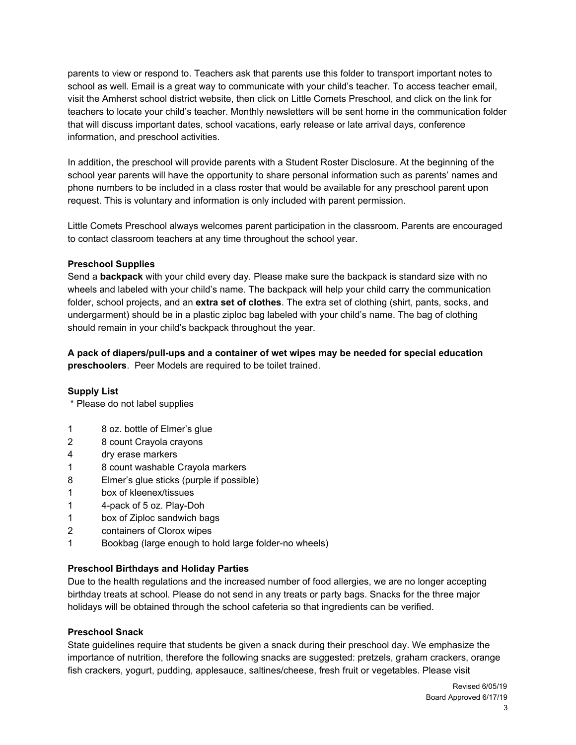parents to view or respond to. Teachers ask that parents use this folder to transport important notes to school as well. Email is a great way to communicate with your child's teacher. To access teacher email, visit the Amherst school district website, then click on Little Comets Preschool, and click on the link for teachers to locate your child's teacher. Monthly newsletters will be sent home in the communication folder that will discuss important dates, school vacations, early release or late arrival days, conference information, and preschool activities.

In addition, the preschool will provide parents with a Student Roster Disclosure. At the beginning of the school year parents will have the opportunity to share personal information such as parents' names and phone numbers to be included in a class roster that would be available for any preschool parent upon request. This is voluntary and information is only included with parent permission.

Little Comets Preschool always welcomes parent participation in the classroom. Parents are encouraged to contact classroom teachers at any time throughout the school year.

**Preschool Supplies**

Send a **backpack** with your child every day. Please make sure the backpack is standard size with no wheels and labeled with your child's name. The backpack will help your child carry the communication folder, school projects, and an **extra set of clothes**. The extra set of clothing (shirt, pants, socks, and undergarment) should be in a plastic ziploc bag labeled with your child's name. The bag of clothing should remain in your child's backpack throughout the year.

**A pack of diapers/pull-ups and a container of wet wipes may be needed for special education preschoolers**. Peer Models are required to be toilet trained.

**Supply List**

\* Please do <u>not</u> label supplies

| | |
|---|---|
| 1 | 8 oz. bottle of Elmer's glue |
| 2 | 8 count Crayola crayons |
| 4 | dry erase markers |
| 1 | 8 count washable Crayola markers |
| 8 | Elmer's glue sticks (purple if possible) |
| 1 | box of kleenex/tissues |
| 1 | 4-pack of 5 oz. Play-Doh |
| 1 | box of Ziploc sandwich bags |
| 2 | containers of Clorox wipes |
| 1 | Bookbag (large enough to hold large folder-no wheels) |

**Preschool Birthdays and Holiday Parties**

Due to the health regulations and the increased number of food allergies, we are no longer accepting birthday treats at school. Please do not send in any treats or party bags. Snacks for the three major holidays will be obtained through the school cafeteria so that ingredients can be verified.

**Preschool Snack**

State guidelines require that students be given a snack during their preschool day. We emphasize the importance of nutrition, therefore the following snacks are suggested: pretzels, graham crackers, orange fish crackers, yogurt, pudding, applesauce, saltines/cheese, fresh fruit or vegetables. Please visit

Revised 6/05/19
Board Approved 6/17/19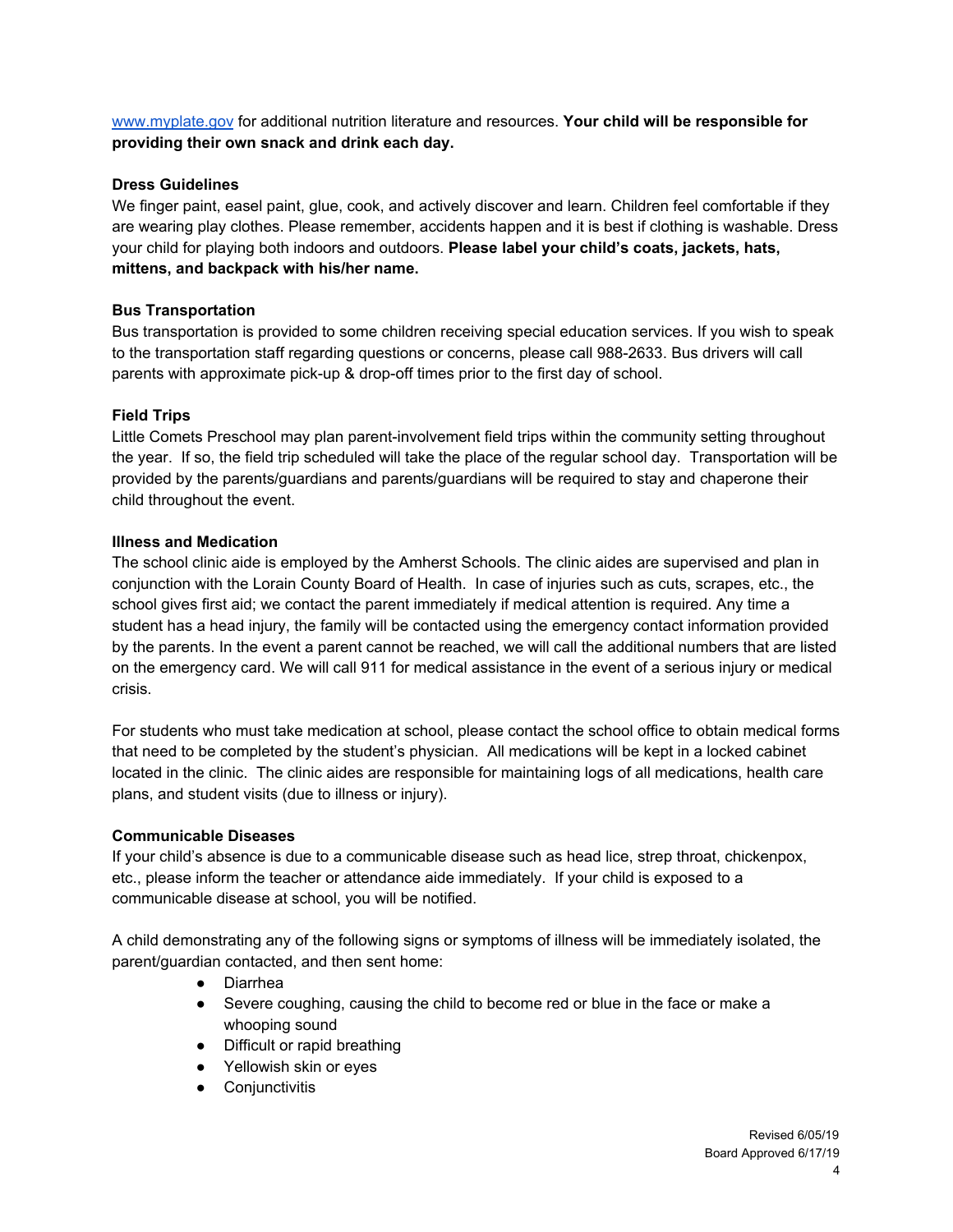www.myplate.gov for additional nutrition literature and resources. **Your child will be responsible for providing their own snack and drink each day.**

**Dress Guidelines**

We finger paint, easel paint, glue, cook, and actively discover and learn. Children feel comfortable if they are wearing play clothes. Please remember, accidents happen and it is best if clothing is washable. Dress your child for playing both indoors and outdoors. **Please label your child's coats, jackets, hats, mittens, and backpack with his/her name.**

**Bus Transportation**

Bus transportation is provided to some children receiving special education services. If you wish to speak to the transportation staff regarding questions or concerns, please call 988-2633. Bus drivers will call parents with approximate pick-up & drop-off times prior to the first day of school.

**Field Trips**

Little Comets Preschool may plan parent-involvement field trips within the community setting throughout the year. If so, the field trip scheduled will take the place of the regular school day. Transportation will be provided by the parents/guardians and parents/guardians will be required to stay and chaperone their child throughout the event.

**Illness and Medication**

The school clinic aide is employed by the Amherst Schools. The clinic aides are supervised and plan in conjunction with the Lorain County Board of Health. In case of injuries such as cuts, scrapes, etc., the school gives first aid; we contact the parent immediately if medical attention is required. Any time a student has a head injury, the family will be contacted using the emergency contact information provided by the parents. In the event a parent cannot be reached, we will call the additional numbers that are listed on the emergency card. We will call 911 for medical assistance in the event of a serious injury or medical crisis.

For students who must take medication at school, please contact the school office to obtain medical forms that need to be completed by the student's physician. All medications will be kept in a locked cabinet located in the clinic. The clinic aides are responsible for maintaining logs of all medications, health care plans, and student visits (due to illness or injury).

**Communicable Diseases**

If your child's absence is due to a communicable disease such as head lice, strep throat, chickenpox, etc., please inform the teacher or attendance aide immediately. If your child is exposed to a communicable disease at school, you will be notified.

A child demonstrating any of the following signs or symptoms of illness will be immediately isolated, the parent/guardian contacted, and then sent home:

- Diarrhea
- Severe coughing, causing the child to become red or blue in the face or make a whooping sound
- Difficult or rapid breathing
- Yellowish skin or eyes
- Conjunctivitis

Revised 6/05/19
Board Approved 6/17/19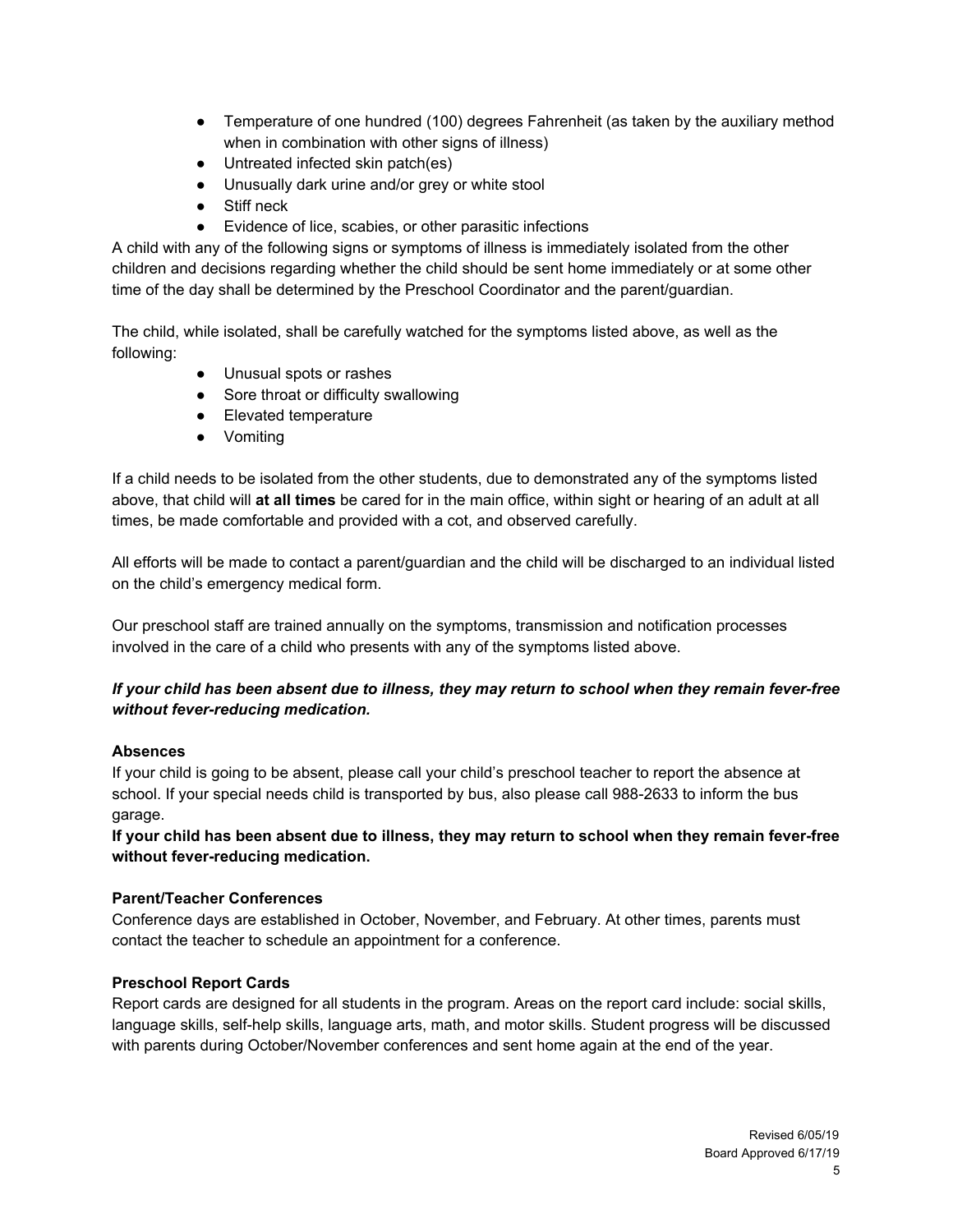- Temperature of one hundred (100) degrees Fahrenheit (as taken by the auxiliary method when in combination with other signs of illness)
- Untreated infected skin patch(es)
- Unusually dark urine and/or grey or white stool
- Stiff neck
- Evidence of lice, scabies, or other parasitic infections

A child with any of the following signs or symptoms of illness is immediately isolated from the other children and decisions regarding whether the child should be sent home immediately or at some other time of the day shall be determined by the Preschool Coordinator and the parent/guardian.

The child, while isolated, shall be carefully watched for the symptoms listed above, as well as the following:

- Unusual spots or rashes
- Sore throat or difficulty swallowing
- Elevated temperature
- Vomiting

If a child needs to be isolated from the other students, due to demonstrated any of the symptoms listed above, that child will **at all times** be cared for in the main office, within sight or hearing of an adult at all times, be made comfortable and provided with a cot, and observed carefully.

All efforts will be made to contact a parent/guardian and the child will be discharged to an individual listed on the child's emergency medical form.

Our preschool staff are trained annually on the symptoms, transmission and notification processes involved in the care of a child who presents with any of the symptoms listed above.

***If your child has been absent due to illness, they may return to school when they remain fever-free without fever-reducing medication.***

**Absences**

If your child is going to be absent, please call your child's preschool teacher to report the absence at school. If your special needs child is transported by bus, also please call 988-2633 to inform the bus garage.

**If your child has been absent due to illness, they may return to school when they remain fever-free without fever-reducing medication.**

**Parent/Teacher Conferences**

Conference days are established in October, November, and February. At other times, parents must contact the teacher to schedule an appointment for a conference.

**Preschool Report Cards**

Report cards are designed for all students in the program. Areas on the report card include: social skills, language skills, self-help skills, language arts, math, and motor skills. Student progress will be discussed with parents during October/November conferences and sent home again at the end of the year.

Revised 6/05/19
Board Approved 6/17/19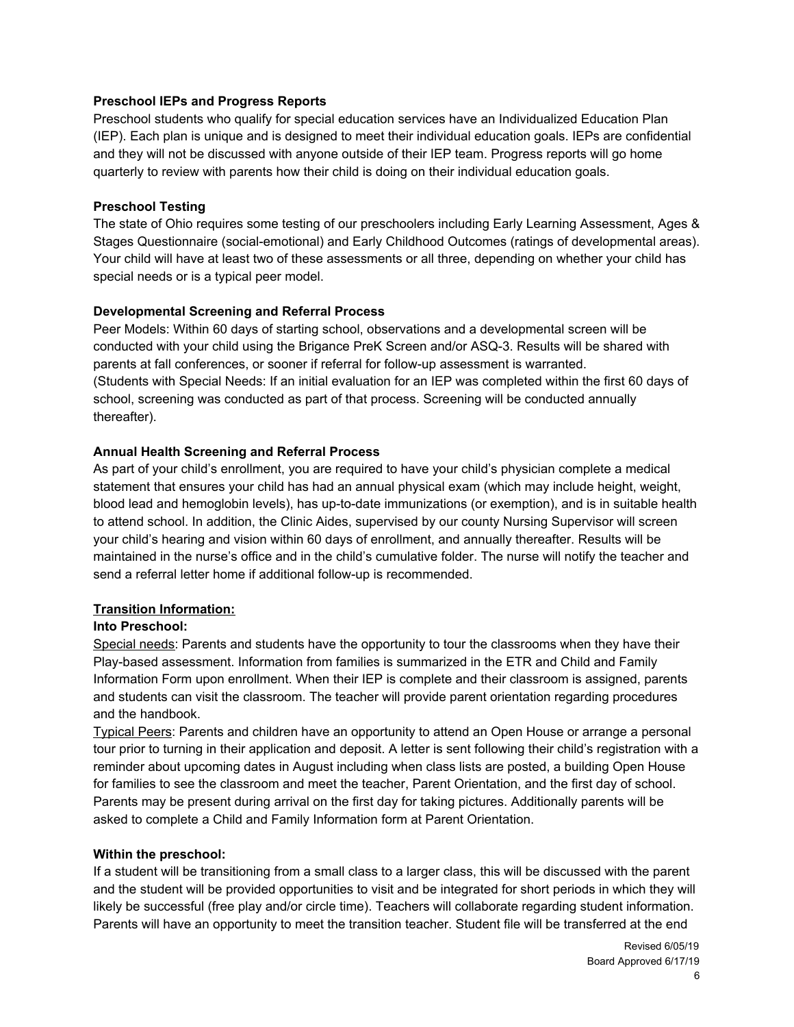**Preschool IEPs and Progress Reports**

Preschool students who qualify for special education services have an Individualized Education Plan (IEP). Each plan is unique and is designed to meet their individual education goals. IEPs are confidential and they will not be discussed with anyone outside of their IEP team. Progress reports will go home quarterly to review with parents how their child is doing on their individual education goals.

**Preschool Testing**

The state of Ohio requires some testing of our preschoolers including Early Learning Assessment, Ages & Stages Questionnaire (social-emotional) and Early Childhood Outcomes (ratings of developmental areas). Your child will have at least two of these assessments or all three, depending on whether your child has special needs or is a typical peer model.

**Developmental Screening and Referral Process**

Peer Models: Within 60 days of starting school, observations and a developmental screen will be conducted with your child using the Brigance PreK Screen and/or ASQ-3. Results will be shared with parents at fall conferences, or sooner if referral for follow-up assessment is warranted.
(Students with Special Needs: If an initial evaluation for an IEP was completed within the first 60 days of school, screening was conducted as part of that process. Screening will be conducted annually thereafter).

**Annual Health Screening and Referral Process**

As part of your child's enrollment, you are required to have your child's physician complete a medical statement that ensures your child has had an annual physical exam (which may include height, weight, blood lead and hemoglobin levels), has up-to-date immunizations (or exemption), and is in suitable health to attend school. In addition, the Clinic Aides, supervised by our county Nursing Supervisor will screen your child's hearing and vision within 60 days of enrollment, and annually thereafter. Results will be maintained in the nurse's office and in the child's cumulative folder. The nurse will notify the teacher and send a referral letter home if additional follow-up is recommended.

**Transition Information:**

**Into Preschool:**

Special needs: Parents and students have the opportunity to tour the classrooms when they have their Play-based assessment. Information from families is summarized in the ETR and Child and Family Information Form upon enrollment. When their IEP is complete and their classroom is assigned, parents and students can visit the classroom. The teacher will provide parent orientation regarding procedures and the handbook.

Typical Peers: Parents and children have an opportunity to attend an Open House or arrange a personal tour prior to turning in their application and deposit. A letter is sent following their child's registration with a reminder about upcoming dates in August including when class lists are posted, a building Open House for families to see the classroom and meet the teacher, Parent Orientation, and the first day of school. Parents may be present during arrival on the first day for taking pictures. Additionally parents will be asked to complete a Child and Family Information form at Parent Orientation.

**Within the preschool:**

If a student will be transitioning from a small class to a larger class, this will be discussed with the parent and the student will be provided opportunities to visit and be integrated for short periods in which they will likely be successful (free play and/or circle time). Teachers will collaborate regarding student information. Parents will have an opportunity to meet the transition teacher. Student file will be transferred at the end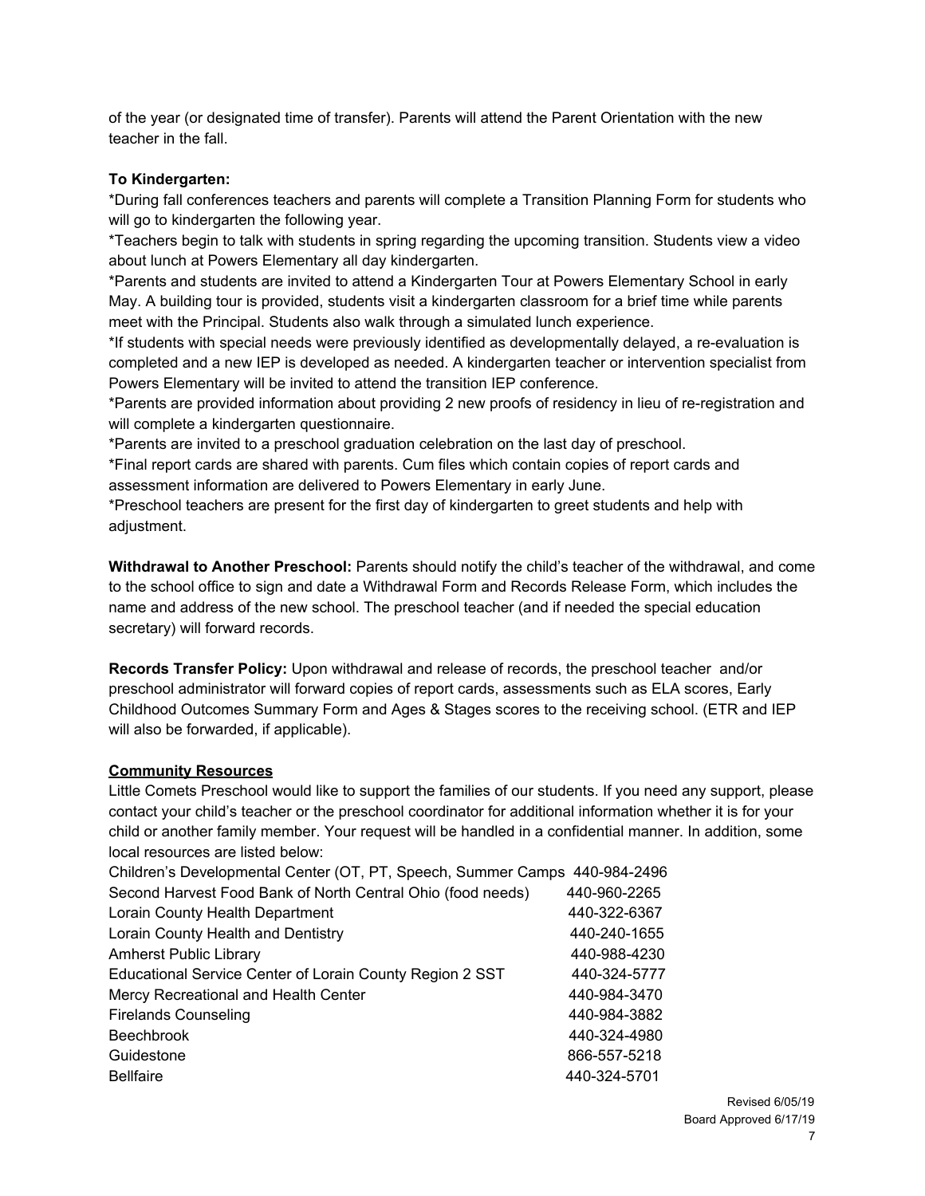of the year (or designated time of transfer). Parents will attend the Parent Orientation with the new teacher in the fall.

**To Kindergarten:**

*During fall conferences teachers and parents will complete a Transition Planning Form for students who will go to kindergarten the following year.

*Teachers begin to talk with students in spring regarding the upcoming transition. Students view a video about lunch at Powers Elementary all day kindergarten.

*Parents and students are invited to attend a Kindergarten Tour at Powers Elementary School in early May. A building tour is provided, students visit a kindergarten classroom for a brief time while parents meet with the Principal. Students also walk through a simulated lunch experience.

*If students with special needs were previously identified as developmentally delayed, a re-evaluation is completed and a new IEP is developed as needed. A kindergarten teacher or intervention specialist from Powers Elementary will be invited to attend the transition IEP conference.

*Parents are provided information about providing 2 new proofs of residency in lieu of re-registration and will complete a kindergarten questionnaire.

*Parents are invited to a preschool graduation celebration on the last day of preschool.

*Final report cards are shared with parents. Cum files which contain copies of report cards and assessment information are delivered to Powers Elementary in early June.

*Preschool teachers are present for the first day of kindergarten to greet students and help with adjustment.

**Withdrawal to Another Preschool:** Parents should notify the child's teacher of the withdrawal, and come to the school office to sign and date a Withdrawal Form and Records Release Form, which includes the name and address of the new school. The preschool teacher (and if needed the special education secretary) will forward records.

**Records Transfer Policy:** Upon withdrawal and release of records, the preschool teacher and/or preschool administrator will forward copies of report cards, assessments such as ELA scores, Early Childhood Outcomes Summary Form and Ages & Stages scores to the receiving school. (ETR and IEP will also be forwarded, if applicable).

**Community Resources**

Little Comets Preschool would like to support the families of our students. If you need any support, please contact your child's teacher or the preschool coordinator for additional information whether it is for your child or another family member. Your request will be handled in a confidential manner. In addition, some local resources are listed below:

| Resource | Phone |
|---|---|
| Children's Developmental Center (OT, PT, Speech, Summer Camps | 440-984-2496 |
| Second Harvest Food Bank of North Central Ohio (food needs) | 440-960-2265 |
| Lorain County Health Department | 440-322-6367 |
| Lorain County Health and Dentistry | 440-240-1655 |
| Amherst Public Library | 440-988-4230 |
| Educational Service Center of Lorain County Region 2 SST | 440-324-5777 |
| Mercy Recreational and Health Center | 440-984-3470 |
| Firelands Counseling | 440-984-3882 |
| Beechbrook | 440-324-4980 |
| Guidestone | 866-557-5218 |
| Bellfaire | 440-324-5701 |

Revised 6/05/19
Board Approved 6/17/19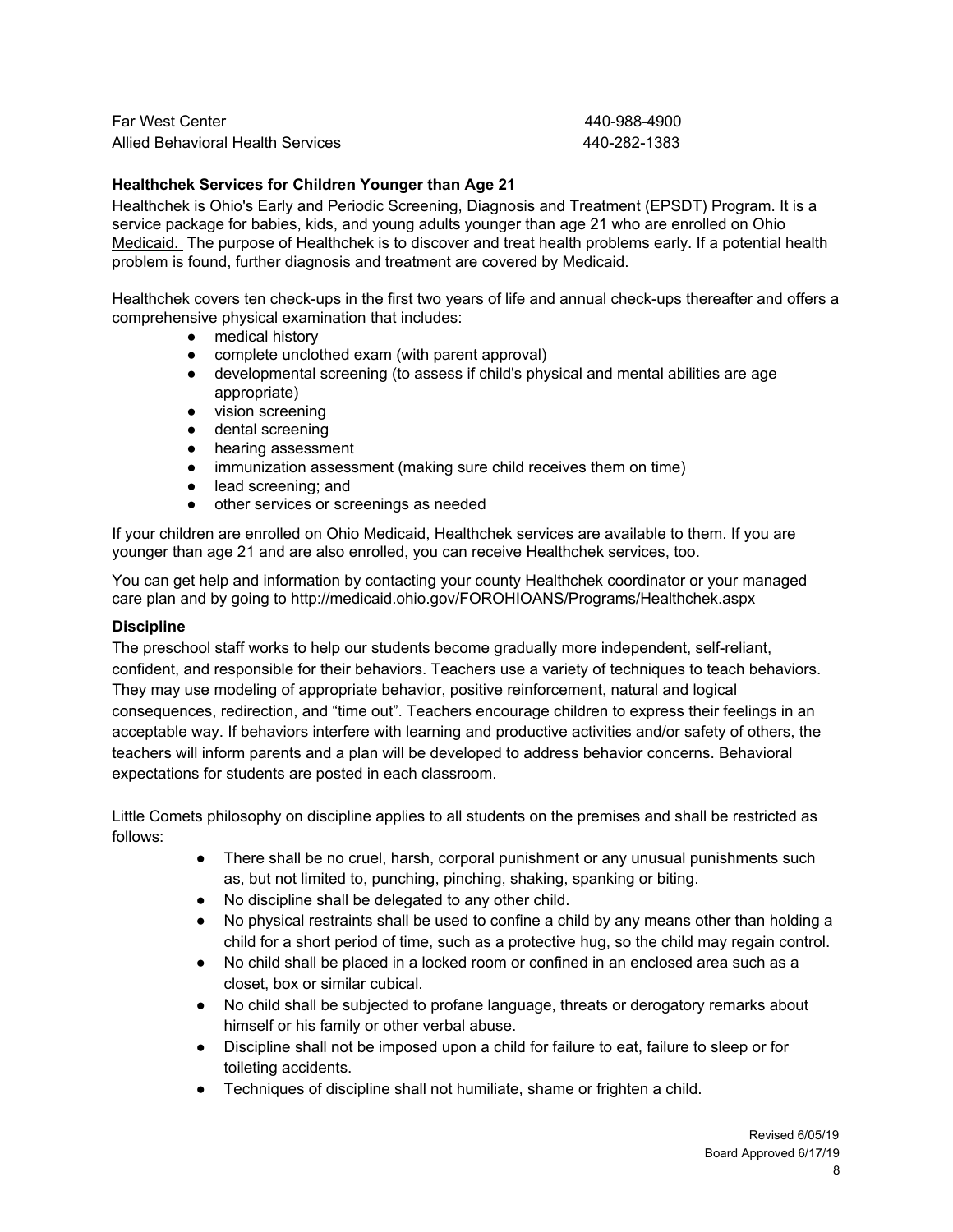| | |
|---|---|
| Far West Center | 440-988-4900 |
| Allied Behavioral Health Services | 440-282-1383 |

**Healthchek Services for Children Younger than Age 21**

Healthchek is Ohio's Early and Periodic Screening, Diagnosis and Treatment (EPSDT) Program. It is a service package for babies, kids, and young adults younger than age 21 who are enrolled on Ohio Medicaid. The purpose of Healthchek is to discover and treat health problems early. If a potential health problem is found, further diagnosis and treatment are covered by Medicaid.

Healthchek covers ten check-ups in the first two years of life and annual check-ups thereafter and offers a comprehensive physical examination that includes:

- medical history
- complete unclothed exam (with parent approval)
- developmental screening (to assess if child's physical and mental abilities are age appropriate)
- vision screening
- dental screening
- hearing assessment
- immunization assessment (making sure child receives them on time)
- lead screening; and
- other services or screenings as needed

If your children are enrolled on Ohio Medicaid, Healthchek services are available to them. If you are younger than age 21 and are also enrolled, you can receive Healthchek services, too.

You can get help and information by contacting your county Healthchek coordinator or your managed care plan and by going to http://medicaid.ohio.gov/FOROHIOANS/Programs/Healthchek.aspx

**Discipline**

The preschool staff works to help our students become gradually more independent, self-reliant, confident, and responsible for their behaviors. Teachers use a variety of techniques to teach behaviors. They may use modeling of appropriate behavior, positive reinforcement, natural and logical consequences, redirection, and "time out". Teachers encourage children to express their feelings in an acceptable way. If behaviors interfere with learning and productive activities and/or safety of others, the teachers will inform parents and a plan will be developed to address behavior concerns. Behavioral expectations for students are posted in each classroom.

Little Comets philosophy on discipline applies to all students on the premises and shall be restricted as follows:

- There shall be no cruel, harsh, corporal punishment or any unusual punishments such as, but not limited to, punching, pinching, shaking, spanking or biting.
- No discipline shall be delegated to any other child.
- No physical restraints shall be used to confine a child by any means other than holding a child for a short period of time, such as a protective hug, so the child may regain control.
- No child shall be placed in a locked room or confined in an enclosed area such as a closet, box or similar cubical.
- No child shall be subjected to profane language, threats or derogatory remarks about himself or his family or other verbal abuse.
- Discipline shall not be imposed upon a child for failure to eat, failure to sleep or for toileting accidents.
- Techniques of discipline shall not humiliate, shame or frighten a child.

Revised 6/05/19
Board Approved 6/17/19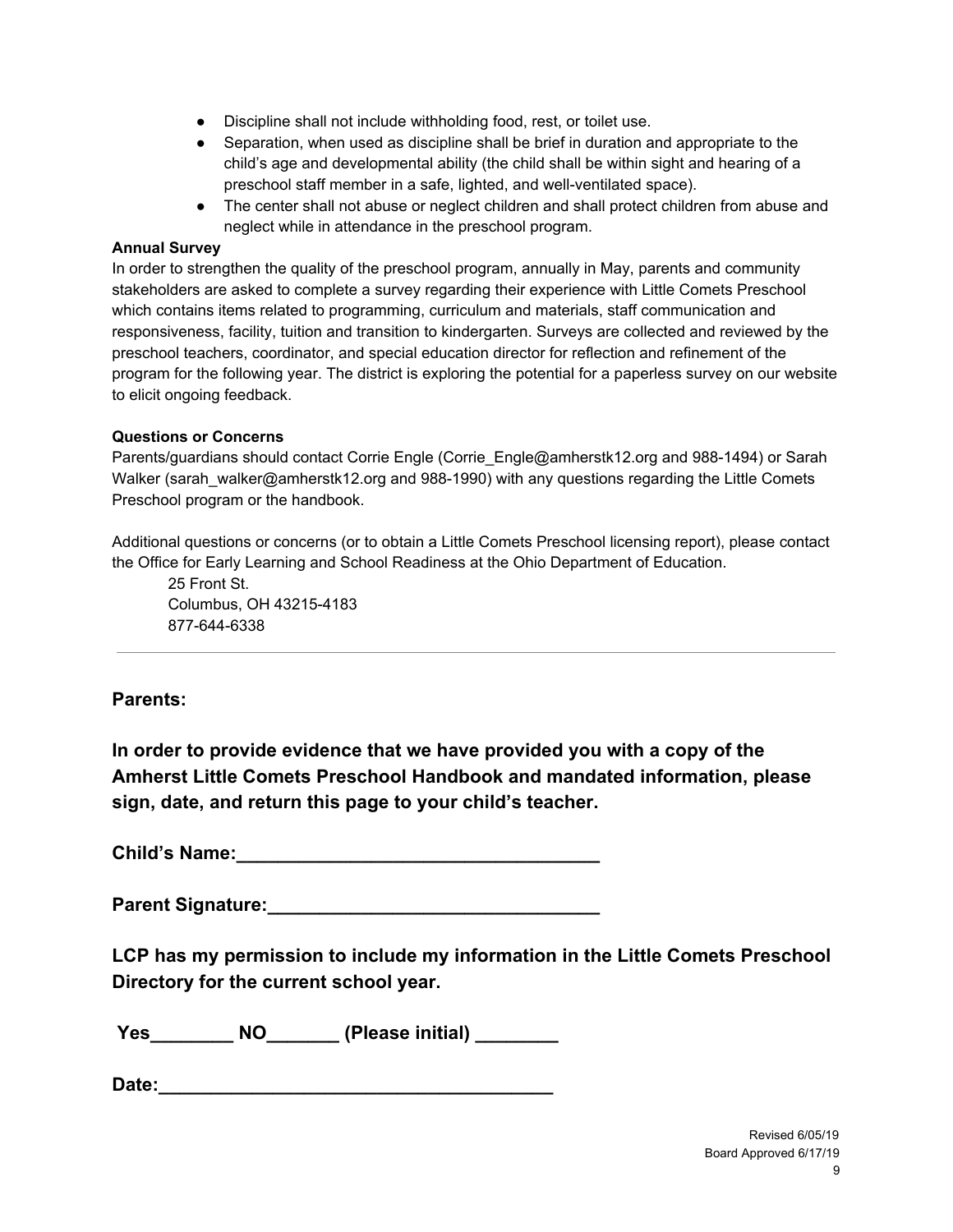- Discipline shall not include withholding food, rest, or toilet use.
- Separation, when used as discipline shall be brief in duration and appropriate to the child's age and developmental ability (the child shall be within sight and hearing of a preschool staff member in a safe, lighted, and well-ventilated space).
- The center shall not abuse or neglect children and shall protect children from abuse and neglect while in attendance in the preschool program.

**Annual Survey**

In order to strengthen the quality of the preschool program, annually in May, parents and community stakeholders are asked to complete a survey regarding their experience with Little Comets Preschool which contains items related to programming, curriculum and materials, staff communication and responsiveness, facility, tuition and transition to kindergarten. Surveys are collected and reviewed by the preschool teachers, coordinator, and special education director for reflection and refinement of the program for the following year. The district is exploring the potential for a paperless survey on our website to elicit ongoing feedback.

**Questions or Concerns**

Parents/guardians should contact Corrie Engle (Corrie_Engle@amherstk12.org and 988-1494) or Sarah Walker (sarah_walker@amherstk12.org and 988-1990) with any questions regarding the Little Comets Preschool program or the handbook.

Additional questions or concerns (or to obtain a Little Comets Preschool licensing report), please contact the Office for Early Learning and School Readiness at the Ohio Department of Education.

25 Front St.  
Columbus, OH 43215-4183  
877-644-6338

---

### Parents:

**In order to provide evidence that we have provided you with a copy of the Amherst Little Comets Preschool Handbook and mandated information, please sign, date, and return this page to your child's teacher.**

**Child's Name:___________________________________**

**Parent Signature:________________________________**

**LCP has my permission to include my information in the Little Comets Preschool Directory for the current school year.**

**Yes________ NO_______ (Please initial) ________**

**Date:______________________________________**

Revised 6/05/19  
Board Approved 6/17/19